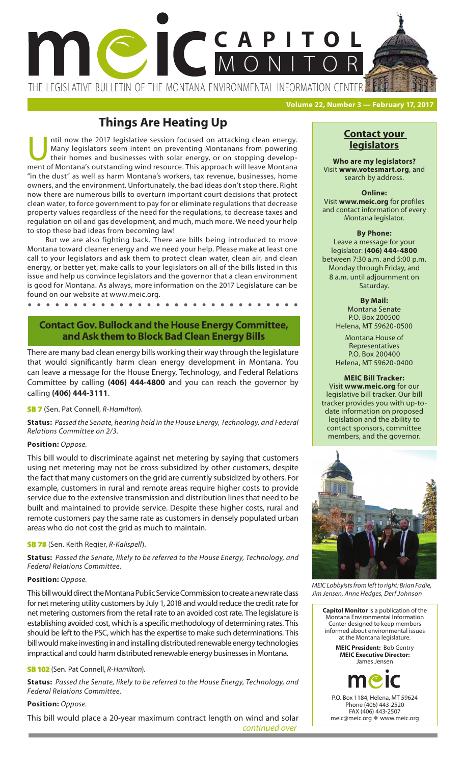# meic CAPITOL MONITOR

THE LEGISLATIVE BULLETIN OF THE MONTANA ENVIRONMENTAL INFORMATION CENTER

**Volume 22, Number 3 — February 17, 2017**

## Things Are Heating Up

Until now the 2017 legislative session focused on attacking clean energy. Many legislators seem intent on preventing Montanans from powering their homes and businesses with solar energy, or on stopping development of Montana's outstanding wind resource. This approach will leave Montana "in the dust" as well as harm Montana's workers, tax revenue, businesses, home owners, and the environment. Unfortunately, the bad ideas don't stop there. Right now there are numerous bills to overturn important court decisions that protect clean water, to force government to pay for or eliminate regulations that decrease property values regardless of the need for the regulations, to decrease taxes and regulation on oil and gas development, and much, much more. We need your help to stop these bad ideas from becoming law!

But we are also fighting back. There are bills being introduced to move Montana toward cleaner energy and we need your help. Please make at least one call to your legislators and ask them to protect clean water, clean air, and clean energy, or better yet, make calls to your legislators on all of the bills listed in this issue and help us convince legislators and the governor that a clean environment is good for Montana. As always, more information on the 2017 Legislature can be found on our website at www.meic.org.

### Contact Gov. Bullock and the House Energy Committee, and Ask them to Block Bad Clean Energy Bills

There are many bad clean energy bills working their way through the legislature that would significantly harm clean energy development in Montana. You can leave a message for the House Energy, Technology, and Federal Relations Committee by calling **(406) 444-4800** and you can reach the governor by calling **(406) 444-3111**.

**SB 7** (Sen. Pat Connell, *R-Hamilton*).

**Status:** *Passed the Senate, hearing held in the House Energy, Technology, and Federal Relations Committee on 2/3.*

**Position:** *Oppose.*

This bill would to discriminate against net metering by saying that customers using net metering may not be cross-subsidized by other customers, despite the fact that many customers on the grid are currently subsidized by others. For example, customers in rural and remote areas require higher costs to provide service due to the extensive transmission and distribution lines that need to be built and maintained to provide service. Despite these higher costs, rural and remote customers pay the same rate as customers in densely populated urban areas who do not cost the grid as much to maintain.

**SB 78** (Sen. Keith Regier, *R-Kalispell*).

**Status:** *Passed the Senate, likely to be referred to the House Energy, Technology, and Federal Relations Committee.*

**Position:** *Oppose.*

This bill would direct the Montana Public Service Commission to create a new rate class for net metering utility customers by July 1, 2018 and would reduce the credit rate for net metering customers from the retail rate to an avoided cost rate. The legislature is establishing avoided cost, which is a specific methodology of determining rates. This should be left to the PSC, which has the expertise to make such determinations. This bill would make investing in and installing distributed renewable energy technologies impractical and could harm distributed renewable energy businesses in Montana.

**SB 102** (Sen. Pat Connell, *R-Hamilton*).

**Status:** *Passed the Senate, likely to be referred to the House Energy, Technology, and Federal Relations Committee.*

**Position:** *Oppose.*

This bill would place a 20-year maximum contract length on wind and solar

*continued over*

### Contact your legislators

**Who are my legislators?**
Visit **www.votesmart.org**, and search by address.

**Online:**
Visit **www.meic.org** for profiles and contact information of every Montana legislator.

**By Phone:**
Leave a message for your legislator: **(406) 444-4800** between 7:30 a.m. and 5:00 p.m. Monday through Friday, and 8 a.m. until adjournment on Saturday.

**By Mail:**
Montana Senate
P.O. Box 200500
Helena, MT 59620-0500

Montana House of Representatives
P.O. Box 200400
Helena, MT 59620-0400

**MEIC Bill Tracker:**
Visit **www.meic.org** for our legislative bill tracker. Our bill tracker provides you with up-to-date information on proposed legislation and the ability to contact sponsors, committee members, and the governor.

*MEIC Lobbyists from left to right: Brian Fadie, Jim Jensen, Anne Hedges, Derf Johnson*

**Capitol Monitor** is a publication of the Montana Environmental Information Center designed to keep members informed about environmental issues at the Montana legislature.

**MEIC President:** Bob Gentry
**MEIC Executive Director:** James Jensen

P.O. Box 1184, Helena, MT 59624
Phone (406) 443-2520
FAX (406) 443-2507
meic@meic.org ◆ www.meic.org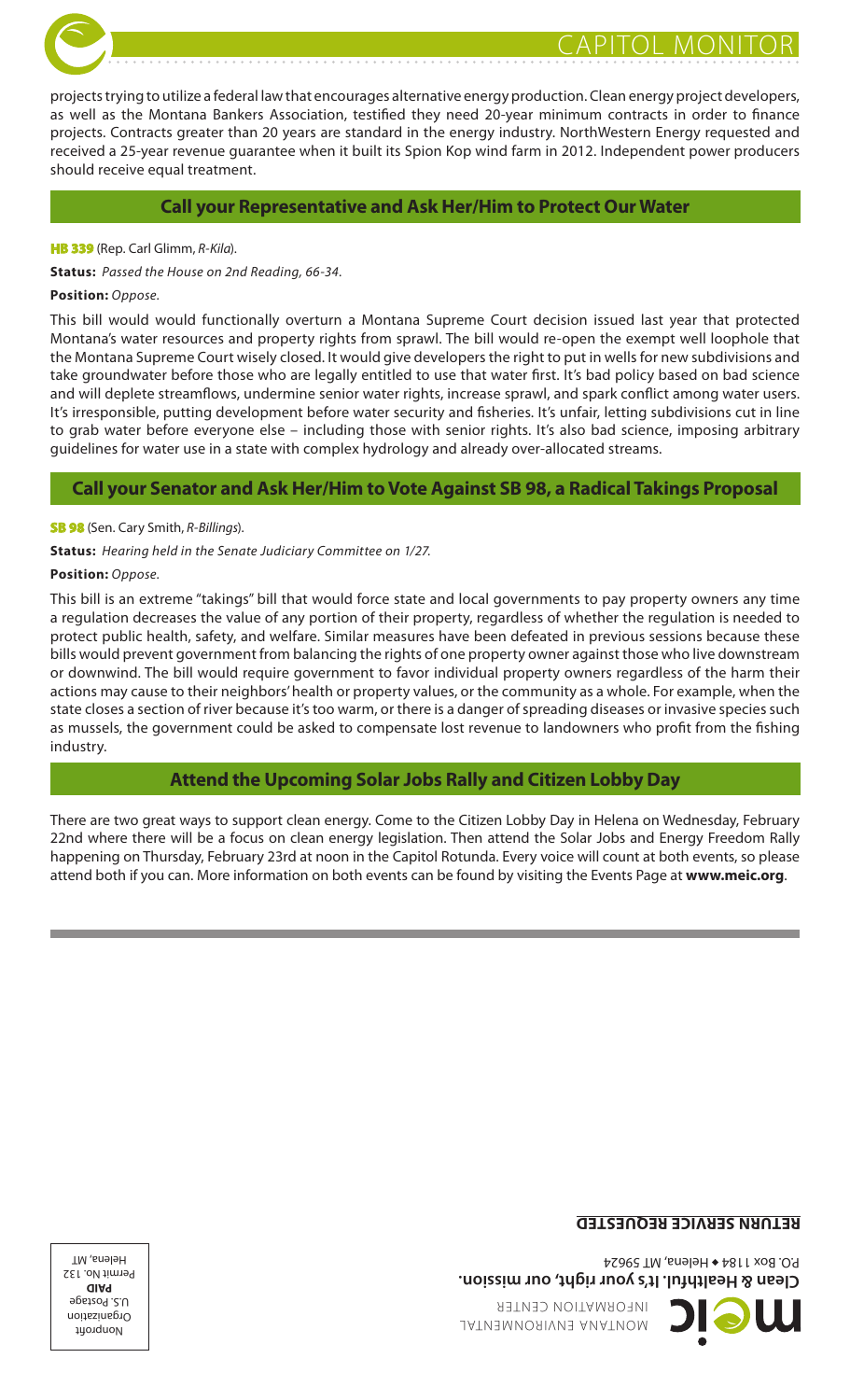projects trying to utilize a federal law that encourages alternative energy production. Clean energy project developers, as well as the Montana Bankers Association, testified they need 20-year minimum contracts in order to finance projects. Contracts greater than 20 years are standard in the energy industry. NorthWestern Energy requested and received a 25-year revenue guarantee when it built its Spion Kop wind farm in 2012. Independent power producers should receive equal treatment.

## Call your Representative and Ask Her/Him to Protect Our Water

**HB 339** (Rep. Carl Glimm, *R-Kila*).

**Status:** *Passed the House on 2nd Reading, 66-34.*

**Position:** *Oppose.*

This bill would would functionally overturn a Montana Supreme Court decision issued last year that protected Montana's water resources and property rights from sprawl. The bill would re-open the exempt well loophole that the Montana Supreme Court wisely closed. It would give developers the right to put in wells for new subdivisions and take groundwater before those who are legally entitled to use that water first. It's bad policy based on bad science and will deplete streamflows, undermine senior water rights, increase sprawl, and spark conflict among water users. It's irresponsible, putting development before water security and fisheries. It's unfair, letting subdivisions cut in line to grab water before everyone else – including those with senior rights. It's also bad science, imposing arbitrary guidelines for water use in a state with complex hydrology and already over-allocated streams.

## Call your Senator and Ask Her/Him to Vote Against SB 98, a Radical Takings Proposal

**SB 98** (Sen. Cary Smith, *R-Billings*).

**Status:** *Hearing held in the Senate Judiciary Committee on 1/27.*

**Position:** *Oppose.*

This bill is an extreme "takings" bill that would force state and local governments to pay property owners any time a regulation decreases the value of any portion of their property, regardless of whether the regulation is needed to protect public health, safety, and welfare. Similar measures have been defeated in previous sessions because these bills would prevent government from balancing the rights of one property owner against those who live downstream or downwind. The bill would require government to favor individual property owners regardless of the harm their actions may cause to their neighbors' health or property values, or the community as a whole. For example, when the state closes a section of river because it's too warm, or there is a danger of spreading diseases or invasive species such as mussels, the government could be asked to compensate lost revenue to landowners who profit from the fishing industry.

## Attend the Upcoming Solar Jobs Rally and Citizen Lobby Day

There are two great ways to support clean energy. Come to the Citizen Lobby Day in Helena on Wednesday, February 22nd where there will be a focus on clean energy legislation. Then attend the Solar Jobs and Energy Freedom Rally happening on Thursday, February 23rd at noon in the Capitol Rotunda. Every voice will count at both events, so please attend both if you can. More information on both events can be found by visiting the Events Page at **www.meic.org**.

---

**RETURN SERVICE REQUESTED**

**Clean & Healthful. It's your right, our mission.**

P.O. Box 1184 • Helena, MT 59624

meic MONTANA ENVIRONMENTAL INFORMATION CENTER

Nonprofit Organization U.S. Postage **PAID** Permit No. 132 Helena, MT